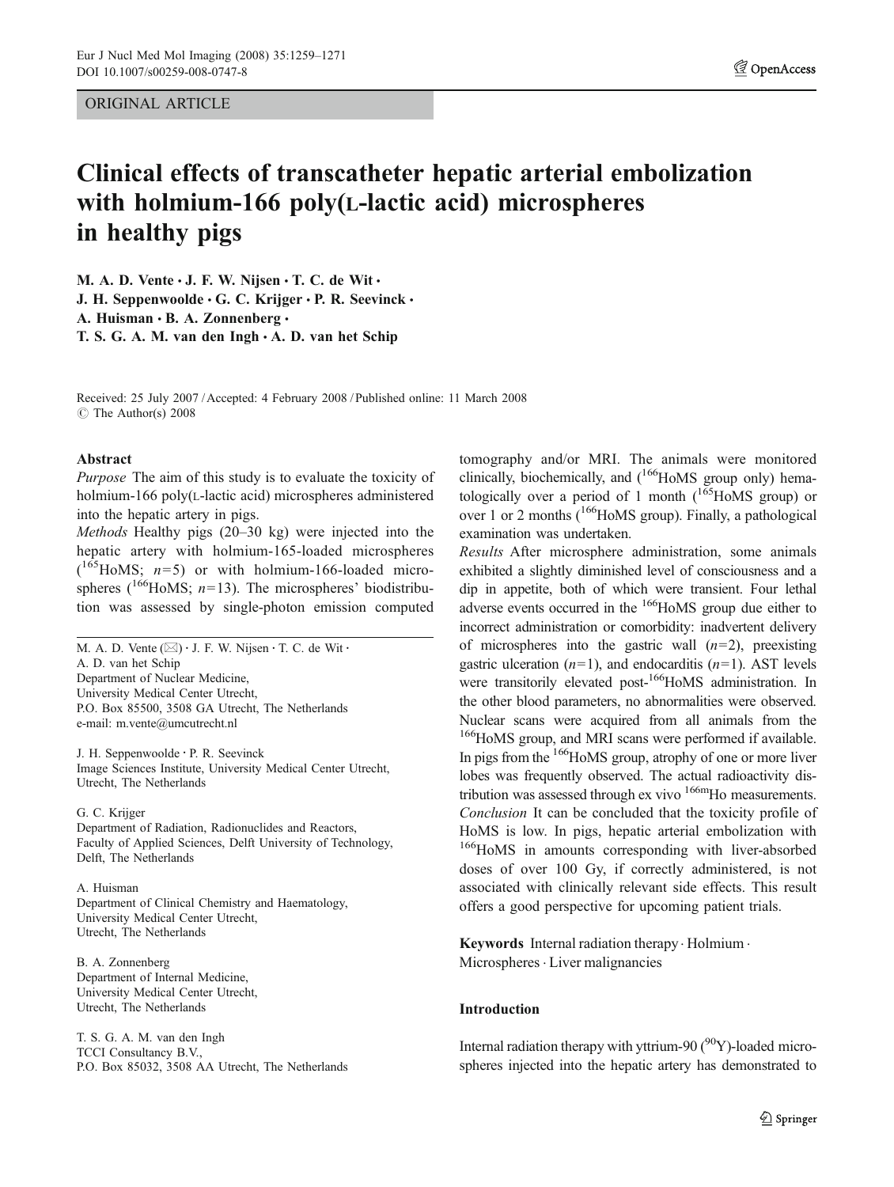ORIGINAL ARTICLE

# Clinical effects of transcatheter hepatic arterial embolization with holmium-166 poly(L-lactic acid) microspheres in healthy pigs

M. A. D. Vente · J. F. W. Nijsen · T. C. de Wit · J. H. Seppenwoolde · G. C. Krijger · P. R. Seevinck · A. Huisman · B. A. Zonnenberg · T. S. G. A. M. van den Ingh · A. D. van het Schip

Received: 25 July 2007 / Accepted: 4 February 2008 / Published online: 11 March 2008
© The Author(s) 2008

M. A. D. Vente (✉) · J. F. W. Nijsen · T. C. de Wit · A. D. van het Schip
Department of Nuclear Medicine, University Medical Center Utrecht, P.O. Box 85500, 3508 GA Utrecht, The Netherlands
e-mail: m.vente@umcutrecht.nl

J. H. Seppenwoolde · P. R. Seevinck
Image Sciences Institute, University Medical Center Utrecht, Utrecht, The Netherlands

G. C. Krijger
Department of Radiation, Radionuclides and Reactors, Faculty of Applied Sciences, Delft University of Technology, Delft, The Netherlands

A. Huisman
Department of Clinical Chemistry and Haematology, University Medical Center Utrecht, Utrecht, The Netherlands

B. A. Zonnenberg
Department of Internal Medicine, University Medical Center Utrecht, Utrecht, The Netherlands

T. S. G. A. M. van den Ingh
TCCI Consultancy B.V., P.O. Box 85032, 3508 AA Utrecht, The Netherlands

## Abstract

*Purpose* The aim of this study is to evaluate the toxicity of holmium-166 poly(L-lactic acid) microspheres administered into the hepatic artery in pigs.

*Methods* Healthy pigs (20–30 kg) were injected into the hepatic artery with holmium-165-loaded microspheres ($^{165}$HoMS; $n=5$) or with holmium-166-loaded microspheres ($^{166}$HoMS; $n=13$). The microspheres' biodistribution was assessed by single-photon emission computed tomography and/or MRI. The animals were monitored clinically, biochemically, and ($^{166}$HoMS group only) hematologically over a period of 1 month ($^{165}$HoMS group) or over 1 or 2 months ($^{166}$HoMS group). Finally, a pathological examination was undertaken.

*Results* After microsphere administration, some animals exhibited a slightly diminished level of consciousness and a dip in appetite, both of which were transient. Four lethal adverse events occurred in the $^{166}$HoMS group due either to incorrect administration or comorbidity: inadvertent delivery of microspheres into the gastric wall ($n=2$), preexisting gastric ulceration ($n=1$), and endocarditis ($n=1$). AST levels were transitorily elevated post-$^{166}$HoMS administration. In the other blood parameters, no abnormalities were observed. Nuclear scans were acquired from all animals from the $^{166}$HoMS group, and MRI scans were performed if available. In pigs from the $^{166}$HoMS group, atrophy of one or more liver lobes was frequently observed. The actual radioactivity distribution was assessed through ex vivo $^{166m}$Ho measurements.

*Conclusion* It can be concluded that the toxicity profile of HoMS is low. In pigs, hepatic arterial embolization with $^{166}$HoMS in amounts corresponding with liver-absorbed doses of over 100 Gy, if correctly administered, is not associated with clinically relevant side effects. This result offers a good perspective for upcoming patient trials.

**Keywords** Internal radiation therapy · Holmium · Microspheres · Liver malignancies

## Introduction

Internal radiation therapy with yttrium-90 ($^{90}$Y)-loaded microspheres injected into the hepatic artery has demonstrated to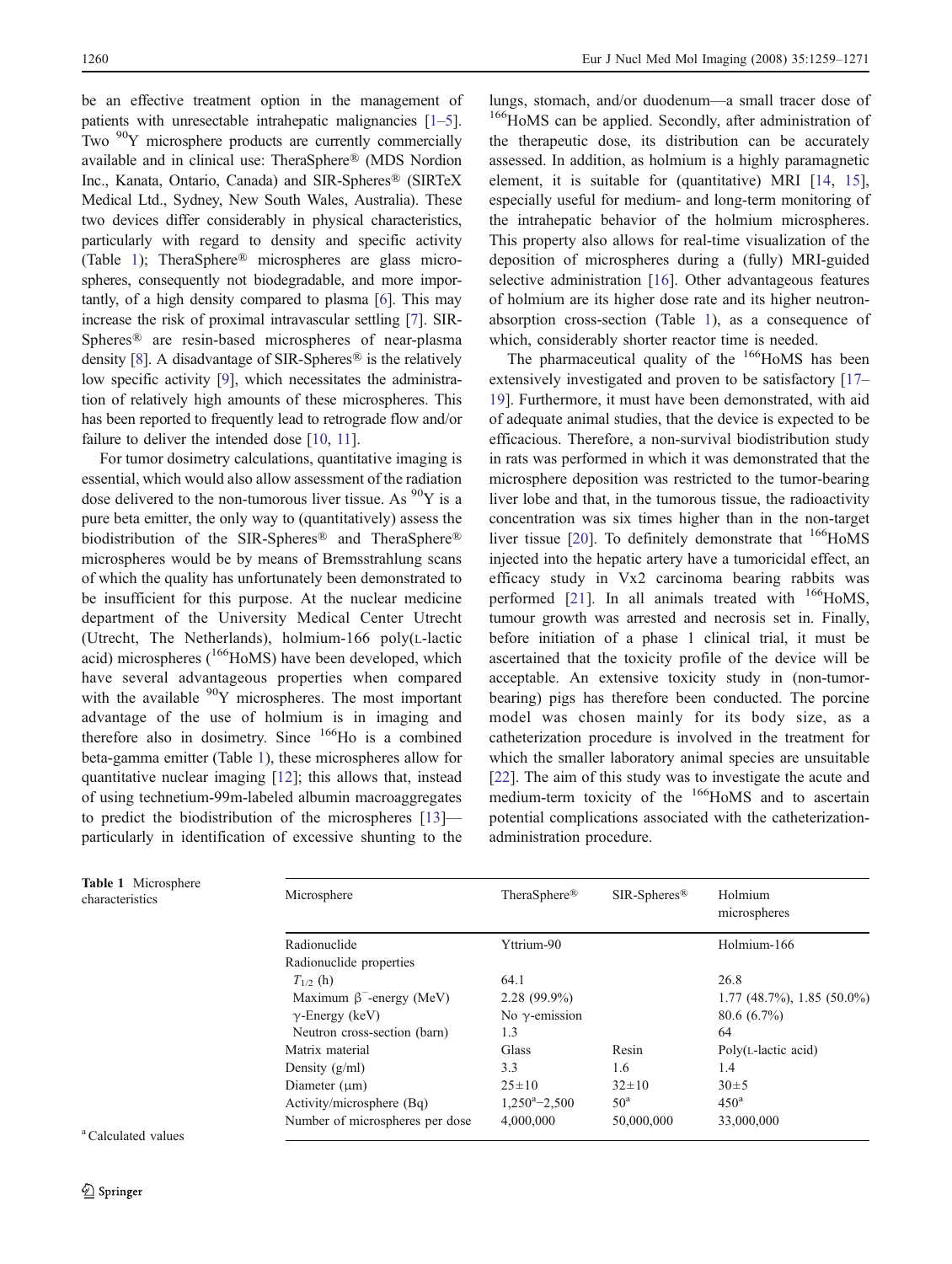be an effective treatment option in the management of patients with unresectable intrahepatic malignancies [1–5]. Two $^{90}$Y microsphere products are currently commercially available and in clinical use: TheraSphere® (MDS Nordion Inc., Kanata, Ontario, Canada) and SIR-Spheres® (SIRTeX Medical Ltd., Sydney, New South Wales, Australia). These two devices differ considerably in physical characteristics, particularly with regard to density and specific activity (Table 1); TheraSphere® microspheres are glass microspheres, consequently not biodegradable, and more importantly, of a high density compared to plasma [6]. This may increase the risk of proximal intravascular settling [7]. SIR-Spheres® are resin-based microspheres of near-plasma density [8]. A disadvantage of SIR-Spheres® is the relatively low specific activity [9], which necessitates the administration of relatively high amounts of these microspheres. This has been reported to frequently lead to retrograde flow and/or failure to deliver the intended dose [10, 11].

For tumor dosimetry calculations, quantitative imaging is essential, which would also allow assessment of the radiation dose delivered to the non-tumorous liver tissue. As $^{90}$Y is a pure beta emitter, the only way to (quantitatively) assess the biodistribution of the SIR-Spheres® and TheraSphere® microspheres would be by means of Bremsstrahlung scans of which the quality has unfortunately been demonstrated to be insufficient for this purpose. At the nuclear medicine department of the University Medical Center Utrecht (Utrecht, The Netherlands), holmium-166 poly(L-lactic acid) microspheres ($^{166}$HoMS) have been developed, which have several advantageous properties when compared with the available $^{90}$Y microspheres. The most important advantage of the use of holmium is in imaging and therefore also in dosimetry. Since $^{166}$Ho is a combined beta-gamma emitter (Table 1), these microspheres allow for quantitative nuclear imaging [12]; this allows that, instead of using technetium-99m-labeled albumin macroaggregates to predict the biodistribution of the microspheres [13]—particularly in identification of excessive shunting to the lungs, stomach, and/or duodenum—a small tracer dose of $^{166}$HoMS can be applied. Secondly, after administration of the therapeutic dose, its distribution can be accurately assessed. In addition, as holmium is a highly paramagnetic element, it is suitable for (quantitative) MRI [14, 15], especially useful for medium- and long-term monitoring of the intrahepatic behavior of the holmium microspheres. This property also allows for real-time visualization of the deposition of microspheres during a (fully) MRI-guided selective administration [16]. Other advantageous features of holmium are its higher dose rate and its higher neutron-absorption cross-section (Table 1), as a consequence of which, considerably shorter reactor time is needed.

The pharmaceutical quality of the $^{166}$HoMS has been extensively investigated and proven to be satisfactory [17–19]. Furthermore, it must have been demonstrated, with aid of adequate animal studies, that the device is expected to be efficacious. Therefore, a non-survival biodistribution study in rats was performed in which it was demonstrated that the microsphere deposition was restricted to the tumor-bearing liver lobe and that, in the tumorous tissue, the radioactivity concentration was six times higher than in the non-target liver tissue [20]. To definitely demonstrate that $^{166}$HoMS injected into the hepatic artery have a tumoricidal effect, an efficacy study in Vx2 carcinoma bearing rabbits was performed [21]. In all animals treated with $^{166}$HoMS, tumour growth was arrested and necrosis set in. Finally, before initiation of a phase 1 clinical trial, it must be ascertained that the toxicity profile of the device will be acceptable. An extensive toxicity study in (non-tumor-bearing) pigs has therefore been conducted. The porcine model was chosen mainly for its body size, as a catheterization procedure is involved in the treatment for which the smaller laboratory animal species are unsuitable [22]. The aim of this study was to investigate the acute and medium-term toxicity of the $^{166}$HoMS and to ascertain potential complications associated with the catheterization-administration procedure.

**Table 1** Microsphere characteristics

| Microsphere | TheraSphere® | SIR-Spheres® | Holmium microspheres |
|---|---|---|---|
| Radionuclide | Yttrium-90 | | Holmium-166 |
| Radionuclide properties | | | |
| $T_{1/2}$ (h) | 64.1 | | 26.8 |
| Maximum $\beta^-$-energy (MeV) | 2.28 (99.9%) | | 1.77 (48.7%), 1.85 (50.0%) |
| $\gamma$-Energy (keV) | No $\gamma$-emission | | 80.6 (6.7%) |
| Neutron cross-section (barn) | 1.3 | | 64 |
| Matrix material | Glass | Resin | Poly(L-lactic acid) |
| Density (g/ml) | 3.3 | 1.6 | 1.4 |
| Diameter (μm) | 25±10 | 32±10 | 30±5 |
| Activity/microsphere (Bq) | 1,250[a]–2,500 | 50[a] | 450[a] |
| Number of microspheres per dose | 4,000,000 | 50,000,000 | 33,000,000 |

[a] Calculated values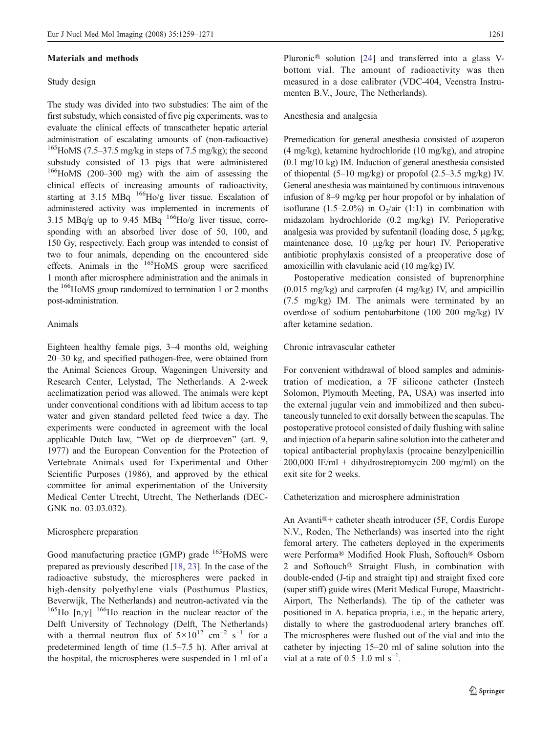## Materials and methods

### Study design

The study was divided into two substudies: The aim of the first substudy, which consisted of five pig experiments, was to evaluate the clinical effects of transcatheter hepatic arterial administration of escalating amounts of (non-radioactive) $^{165}$HoMS (7.5–37.5 mg/kg in steps of 7.5 mg/kg); the second substudy consisted of 13 pigs that were administered $^{166}$HoMS (200–300 mg) with the aim of assessing the clinical effects of increasing amounts of radioactivity, starting at 3.15 MBq $^{166}$Ho/g liver tissue. Escalation of administered activity was implemented in increments of 3.15 MBq/g up to 9.45 MBq $^{166}$Ho/g liver tissue, corresponding with an absorbed liver dose of 50, 100, and 150 Gy, respectively. Each group was intended to consist of two to four animals, depending on the encountered side effects. Animals in the $^{165}$HoMS group were sacrificed 1 month after microsphere administration and the animals in the $^{166}$HoMS group randomized to termination 1 or 2 months post-administration.

### Animals

Eighteen healthy female pigs, 3–4 months old, weighing 20–30 kg, and specified pathogen-free, were obtained from the Animal Sciences Group, Wageningen University and Research Center, Lelystad, The Netherlands. A 2-week acclimatization period was allowed. The animals were kept under conventional conditions with ad libitum access to tap water and given standard pelleted feed twice a day. The experiments were conducted in agreement with the local applicable Dutch law, "Wet op de dierproeven" (art. 9, 1977) and the European Convention for the Protection of Vertebrate Animals used for Experimental and Other Scientific Purposes (1986), and approved by the ethical committee for animal experimentation of the University Medical Center Utrecht, Utrecht, The Netherlands (DEC-GNK no. 03.03.032).

### Microsphere preparation

Good manufacturing practice (GMP) grade $^{165}$HoMS were prepared as previously described [18, 23]. In the case of the radioactive substudy, the microspheres were packed in high-density polyethylene vials (Posthumus Plastics, Beverwijk, The Netherlands) and neutron-activated via the $^{165}$Ho $[n,\gamma]$ $^{166}$Ho reaction in the nuclear reactor of the Delft University of Technology (Delft, The Netherlands) with a thermal neutron flux of $5 \times 10^{12}$ cm$^{-2}$ s$^{-1}$ for a predetermined length of time (1.5–7.5 h). After arrival at the hospital, the microspheres were suspended in 1 ml of a Pluronic® solution [24] and transferred into a glass V-bottom vial. The amount of radioactivity was then measured in a dose calibrator (VDC-404, Veenstra Instrumenten B.V., Joure, The Netherlands).

### Anesthesia and analgesia

Premedication for general anesthesia consisted of azaperon (4 mg/kg), ketamine hydrochloride (10 mg/kg), and atropine (0.1 mg/10 kg) IM. Induction of general anesthesia consisted of thiopental (5–10 mg/kg) or propofol (2.5–3.5 mg/kg) IV. General anesthesia was maintained by continuous intravenous infusion of 8–9 mg/kg per hour propofol or by inhalation of isoflurane (1.5–2.0%) in $O_2$/air (1:1) in combination with midazolam hydrochloride (0.2 mg/kg) IV. Perioperative analgesia was provided by sufentanil (loading dose, 5 μg/kg; maintenance dose, 10 μg/kg per hour) IV. Perioperative antibiotic prophylaxis consisted of a preoperative dose of amoxicillin with clavulanic acid (10 mg/kg) IV.

Postoperative medication consisted of buprenorphine (0.015 mg/kg) and carprofen (4 mg/kg) IV, and ampicillin (7.5 mg/kg) IM. The animals were terminated by an overdose of sodium pentobarbitone (100–200 mg/kg) IV after ketamine sedation.

### Chronic intravascular catheter

For convenient withdrawal of blood samples and administration of medication, a 7F silicone catheter (Instech Solomon, Plymouth Meeting, PA, USA) was inserted into the external jugular vein and immobilized and then subcutaneously tunneled to exit dorsally between the scapulas. The postoperative protocol consisted of daily flushing with saline and injection of a heparin saline solution into the catheter and topical antibacterial prophylaxis (procaine benzylpenicillin 200,000 IE/ml + dihydrostreptomycin 200 mg/ml) on the exit site for 2 weeks.

### Catheterization and microsphere administration

An Avanti®+ catheter sheath introducer (5F, Cordis Europe N.V., Roden, The Netherlands) was inserted into the right femoral artery. The catheters deployed in the experiments were Performa® Modified Hook Flush, Softouch® Osborn 2 and Softouch® Straight Flush, in combination with double-ended (J-tip and straight tip) and straight fixed core (super stiff) guide wires (Merit Medical Europe, Maastricht-Airport, The Netherlands). The tip of the catheter was positioned in A. hepatica propria, i.e., in the hepatic artery, distally to where the gastroduodenal artery branches off. The microspheres were flushed out of the vial and into the catheter by injecting 15–20 ml of saline solution into the vial at a rate of 0.5–1.0 ml s$^{-1}$.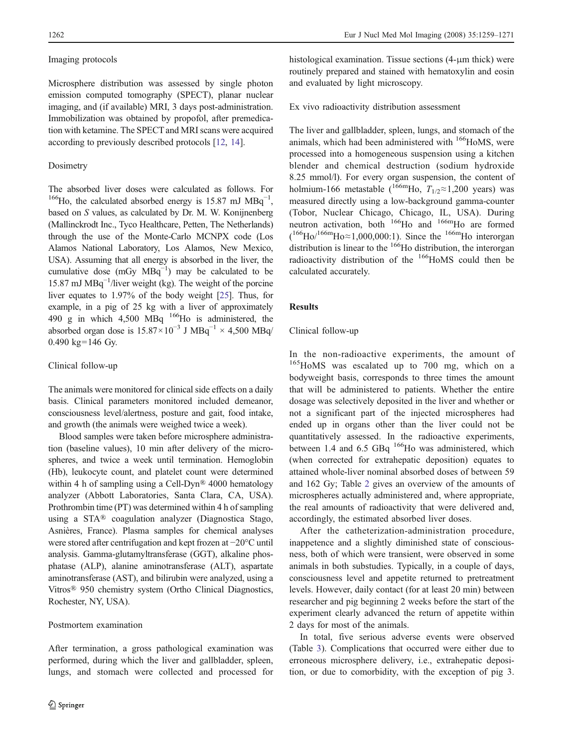### Imaging protocols

Microsphere distribution was assessed by single photon emission computed tomography (SPECT), planar nuclear imaging, and (if available) MRI, 3 days post-administration. Immobilization was obtained by propofol, after premedication with ketamine. The SPECT and MRI scans were acquired according to previously described protocols [12, 14].

### Dosimetry

The absorbed liver doses were calculated as follows. For $^{166}$Ho, the calculated absorbed energy is 15.87 mJ MBq$^{-1}$, based on *S* values, as calculated by Dr. M. W. Konijnenberg (Mallinckrodt Inc., Tyco Healthcare, Petten, The Netherlands) through the use of the Monte-Carlo MCNPX code (Los Alamos National Laboratory, Los Alamos, New Mexico, USA). Assuming that all energy is absorbed in the liver, the cumulative dose (mGy MBq$^{-1}$) may be calculated to be 15.87 mJ MBq$^{-1}$/liver weight (kg). The weight of the porcine liver equates to 1.97% of the body weight [25]. Thus, for example, in a pig of 25 kg with a liver of approximately 490 g in which 4,500 MBq $^{166}$Ho is administered, the absorbed organ dose is $15.87 \times 10^{-3}$ J MBq$^{-1}$ × 4,500 MBq/0.490 kg = 146 Gy.

### Clinical follow-up

The animals were monitored for clinical side effects on a daily basis. Clinical parameters monitored included demeanor, consciousness level/alertness, posture and gait, food intake, and growth (the animals were weighed twice a week).

Blood samples were taken before microsphere administration (baseline values), 10 min after delivery of the microspheres, and twice a week until termination. Hemoglobin (Hb), leukocyte count, and platelet count were determined within 4 h of sampling using a Cell-Dyn® 4000 hematology analyzer (Abbott Laboratories, Santa Clara, CA, USA). Prothrombin time (PT) was determined within 4 h of sampling using a STA® coagulation analyzer (Diagnostica Stago, Asnières, France). Plasma samples for chemical analyses were stored after centrifugation and kept frozen at −20°C until analysis. Gamma-glutamyltransferase (GGT), alkaline phosphatase (ALP), alanine aminotransferase (ALT), aspartate aminotransferase (AST), and bilirubin were analyzed, using a Vitros® 950 chemistry system (Ortho Clinical Diagnostics, Rochester, NY, USA).

### Postmortem examination

After termination, a gross pathological examination was performed, during which the liver and gallbladder, spleen, lungs, and stomach were collected and processed for histological examination. Tissue sections (4-μm thick) were routinely prepared and stained with hematoxylin and eosin and evaluated by light microscopy.

### Ex vivo radioactivity distribution assessment

The liver and gallbladder, spleen, lungs, and stomach of the animals, which had been administered with $^{166}$HoMS, were processed into a homogeneous suspension using a kitchen blender and chemical destruction (sodium hydroxide 8.25 mmol/l). For every organ suspension, the content of holmium-166 metastable ($^{166m}$Ho, $T_{1/2} \approx 1{,}200$ years) was measured directly using a low-background gamma-counter (Tobor, Nuclear Chicago, Chicago, IL, USA). During neutron activation, both $^{166}$Ho and $^{166m}$Ho are formed ($^{166}$Ho/$^{166m}$Ho ≈ 1,000,000:1). Since the $^{166m}$Ho interorgan distribution is linear to the $^{166}$Ho distribution, the interorgan radioactivity distribution of the $^{166}$HoMS could then be calculated accurately.

## Results

### Clinical follow-up

In the non-radioactive experiments, the amount of $^{165}$HoMS was escalated up to 700 mg, which on a bodyweight basis, corresponds to three times the amount that will be administered to patients. Whether the entire dosage was selectively deposited in the liver and whether or not a significant part of the injected microspheres had ended up in organs other than the liver could not be quantitatively assessed. In the radioactive experiments, between 1.4 and 6.5 GBq $^{166}$Ho was administered, which (when corrected for extrahepatic deposition) equates to attained whole-liver nominal absorbed doses of between 59 and 162 Gy; Table 2 gives an overview of the amounts of microspheres actually administered and, where appropriate, the real amounts of radioactivity that were delivered and, accordingly, the estimated absorbed liver doses.

After the catheterization-administration procedure, inappetence and a slightly diminished state of consciousness, both of which were transient, were observed in some animals in both substudies. Typically, in a couple of days, consciousness level and appetite returned to pretreatment levels. However, daily contact (for at least 20 min) between researcher and pig beginning 2 weeks before the start of the experiment clearly advanced the return of appetite within 2 days for most of the animals.

In total, five serious adverse events were observed (Table 3). Complications that occurred were either due to erroneous microsphere delivery, i.e., extrahepatic deposition, or due to comorbidity, with the exception of pig 3.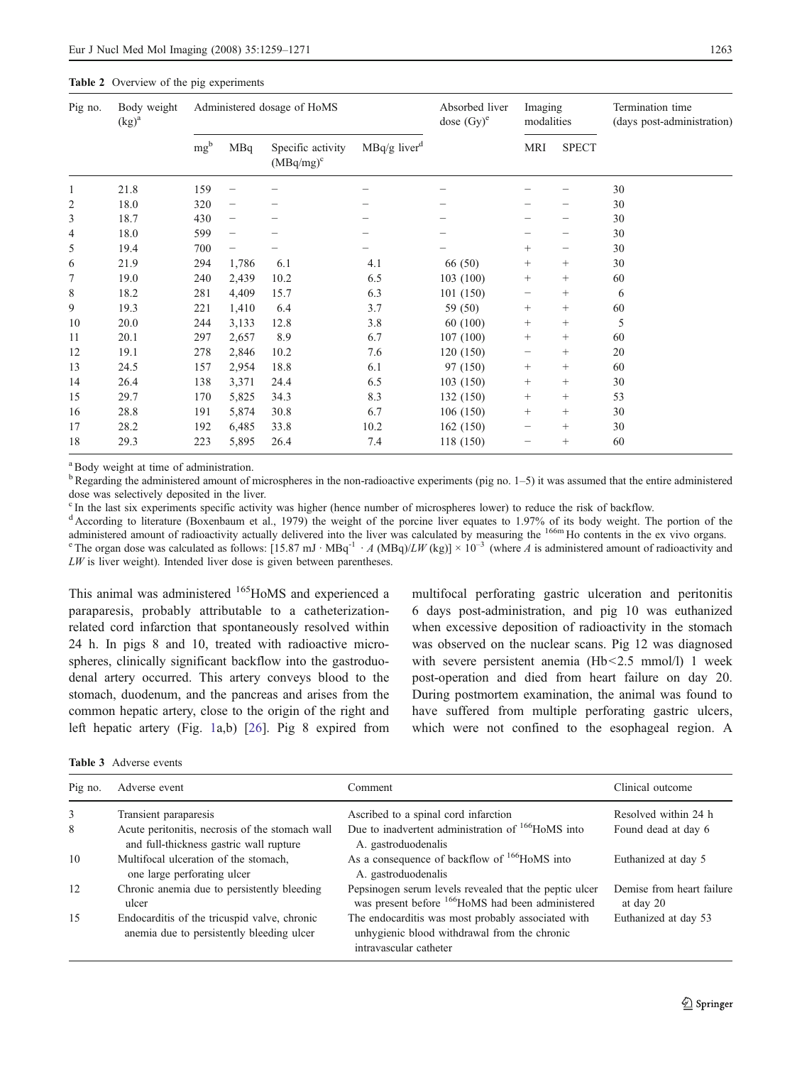**Table 2** Overview of the pig experiments

| Pig no. | Body weight (kg)[a] | Administered dosage of HoMS | | | | Absorbed liver dose (Gy)[e] | Imaging modalities | | Termination time (days post-administration) |
|---|---|---|---|---|---|---|---|---|---|
| | | mg[b] | MBq | Specific activity (MBq/mg)[c] | MBq/g liver[d] | | MRI | SPECT | |
| 1 | 21.8 | 159 | – | – | – | – | – | – | 30 |
| 2 | 18.0 | 320 | – | – | – | – | – | – | 30 |
| 3 | 18.7 | 430 | – | – | – | – | – | – | 30 |
| 4 | 18.0 | 599 | – | – | – | – | – | – | 30 |
| 5 | 19.4 | 700 | – | – | – | – | + | – | 30 |
| 6 | 21.9 | 294 | 1,786 | 6.1 | 4.1 | 66 (50) | + | + | 30 |
| 7 | 19.0 | 240 | 2,439 | 10.2 | 6.5 | 103 (100) | + | + | 60 |
| 8 | 18.2 | 281 | 4,409 | 15.7 | 6.3 | 101 (150) | – | + | 6 |
| 9 | 19.3 | 221 | 1,410 | 6.4 | 3.7 | 59 (50) | + | + | 60 |
| 10 | 20.0 | 244 | 3,133 | 12.8 | 3.8 | 60 (100) | + | + | 5 |
| 11 | 20.1 | 297 | 2,657 | 8.9 | 6.7 | 107 (100) | + | + | 60 |
| 12 | 19.1 | 278 | 2,846 | 10.2 | 7.6 | 120 (150) | – | + | 20 |
| 13 | 24.5 | 157 | 2,954 | 18.8 | 6.1 | 97 (150) | + | + | 60 |
| 14 | 26.4 | 138 | 3,371 | 24.4 | 6.5 | 103 (150) | + | + | 30 |
| 15 | 29.7 | 170 | 5,825 | 34.3 | 8.3 | 132 (150) | + | + | 53 |
| 16 | 28.8 | 191 | 5,874 | 30.8 | 6.7 | 106 (150) | + | + | 30 |
| 17 | 28.2 | 192 | 6,485 | 33.8 | 10.2 | 162 (150) | – | + | 30 |
| 18 | 29.3 | 223 | 5,895 | 26.4 | 7.4 | 118 (150) | – | + | 60 |

[a] Body weight at time of administration.

[b] Regarding the administered amount of microspheres in the non-radioactive experiments (pig no. 1–5) it was assumed that the entire administered dose was selectively deposited in the liver.

[c] In the last six experiments specific activity was higher (hence number of microspheres lower) to reduce the risk of backflow.

[d] According to literature (Boxenbaum et al., 1979) the weight of the porcine liver equates to 1.97% of its body weight. The portion of the administered amount of radioactivity actually delivered into the liver was calculated by measuring the $^{166m}$Ho contents in the ex vivo organs.

[e] The organ dose was calculated as follows: $[15.87\ \text{mJ} \cdot \text{MBq}^{-1} \cdot A\ (\text{MBq})/LW\ (\text{kg})] \times 10^{-3}$ (where $A$ is administered amount of radioactivity and $LW$ is liver weight). Intended liver dose is given between parentheses.

This animal was administered $^{165}$HoMS and experienced a paraparesis, probably attributable to a catheterization-related cord infarction that spontaneously resolved within 24 h. In pigs 8 and 10, treated with radioactive microspheres, clinically significant backflow into the gastroduodenal artery occurred. This artery conveys blood to the stomach, duodenum, and the pancreas and arises from the common hepatic artery, close to the origin of the right and left hepatic artery (Fig. 1a,b) [26]. Pig 8 expired from multifocal perforating gastric ulceration and peritonitis 6 days post-administration, and pig 10 was euthanized when excessive deposition of radioactivity in the stomach was observed on the nuclear scans. Pig 12 was diagnosed with severe persistent anemia (Hb<2.5 mmol/l) 1 week post-operation and died from heart failure on day 20. During postmortem examination, the animal was found to have suffered from multiple perforating gastric ulcers, which were not confined to the esophageal region. A

**Table 3** Adverse events

| Pig no. | Adverse event | Comment | Clinical outcome |
|---|---|---|---|
| 3 | Transient paraparesis | Ascribed to a spinal cord infarction | Resolved within 24 h |
| 8 | Acute peritonitis, necrosis of the stomach wall and full-thickness gastric wall rupture | Due to inadvertent administration of $^{166}$HoMS into A. gastroduodenalis | Found dead at day 6 |
| 10 | Multifocal ulceration of the stomach, one large perforating ulcer | As a consequence of backflow of $^{166}$HoMS into A. gastroduodenalis | Euthanized at day 5 |
| 12 | Chronic anemia due to persistently bleeding ulcer | Pepsinogen serum levels revealed that the peptic ulcer was present before $^{166}$HoMS had been administered | Demise from heart failure at day 20 |
| 15 | Endocarditis of the tricuspid valve, chronic anemia due to persistently bleeding ulcer | The endocarditis was most probably associated with unhygienic blood withdrawal from the chronic intravascular catheter | Euthanized at day 53 |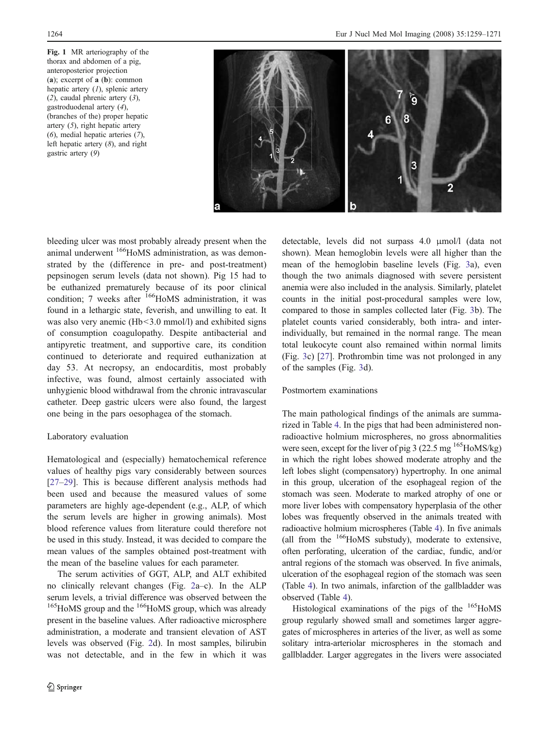Fig. 1 MR arteriography of the thorax and abdomen of a pig, anteroposterior projection (**a**); excerpt of **a** (**b**): common hepatic artery (*1*), splenic artery (*2*), caudal phrenic artery (*3*), gastroduodenal artery (*4*), (branches of the) proper hepatic artery (*5*), right hepatic artery (*6*), medial hepatic arteries (*7*), left hepatic artery (*8*), and right gastric artery (*9*)

bleeding ulcer was most probably already present when the animal underwent $^{166}$HoMS administration, as was demonstrated by the (difference in pre- and post-treatment) pepsinogen serum levels (data not shown). Pig 15 had to be euthanized prematurely because of its poor clinical condition; 7 weeks after $^{166}$HoMS administration, it was found in a lethargic state, feverish, and unwilling to eat. It was also very anemic (Hb<3.0 mmol/l) and exhibited signs of consumption coagulopathy. Despite antibacterial and antipyretic treatment, and supportive care, its condition continued to deteriorate and required euthanization at day 53. At necropsy, an endocarditis, most probably infective, was found, almost certainly associated with unhygienic blood withdrawal from the chronic intravascular catheter. Deep gastric ulcers were also found, the largest one being in the pars oesophagea of the stomach.

## Laboratory evaluation

Hematological and (especially) hematochemical reference values of healthy pigs vary considerably between sources [27–29]. This is because different analysis methods had been used and because the measured values of some parameters are highly age-dependent (e.g., ALP, of which the serum levels are higher in growing animals). Most blood reference values from literature could therefore not be used in this study. Instead, it was decided to compare the mean values of the samples obtained post-treatment with the mean of the baseline values for each parameter.

The serum activities of GGT, ALP, and ALT exhibited no clinically relevant changes (Fig. 2a–c). In the ALP serum levels, a trivial difference was observed between the $^{165}$HoMS group and the $^{166}$HoMS group, which was already present in the baseline values. After radioactive microsphere administration, a moderate and transient elevation of AST levels was observed (Fig. 2d). In most samples, bilirubin was not detectable, and in the few in which it was detectable, levels did not surpass 4.0 μmol/l (data not shown). Mean hemoglobin levels were all higher than the mean of the hemoglobin baseline levels (Fig. 3a), even though the two animals diagnosed with severe persistent anemia were also included in the analysis. Similarly, platelet counts in the initial post-procedural samples were low, compared to those in samples collected later (Fig. 3b). The platelet counts varied considerably, both intra- and inter-individually, but remained in the normal range. The mean total leukocyte count also remained within normal limits (Fig. 3c) [27]. Prothrombin time was not prolonged in any of the samples (Fig. 3d).

## Postmortem examinations

The main pathological findings of the animals are summarized in Table 4. In the pigs that had been administered non-radioactive holmium microspheres, no gross abnormalities were seen, except for the liver of pig 3 (22.5 mg $^{165}$HoMS/kg) in which the right lobes showed moderate atrophy and the left lobes slight (compensatory) hypertrophy. In one animal in this group, ulceration of the esophageal region of the stomach was seen. Moderate to marked atrophy of one or more liver lobes with compensatory hyperplasia of the other lobes was frequently observed in the animals treated with radioactive holmium microspheres (Table 4). In five animals (all from the $^{166}$HoMS substudy), moderate to extensive, often perforating, ulceration of the cardiac, fundic, and/or antral regions of the stomach was observed. In five animals, ulceration of the esophageal region of the stomach was seen (Table 4). In two animals, infarction of the gallbladder was observed (Table 4).

Histological examinations of the pigs of the $^{165}$HoMS group regularly showed small and sometimes larger aggregates of microspheres in arteries of the liver, as well as some solitary intra-arteriolar microspheres in the stomach and gallbladder. Larger aggregates in the livers were associated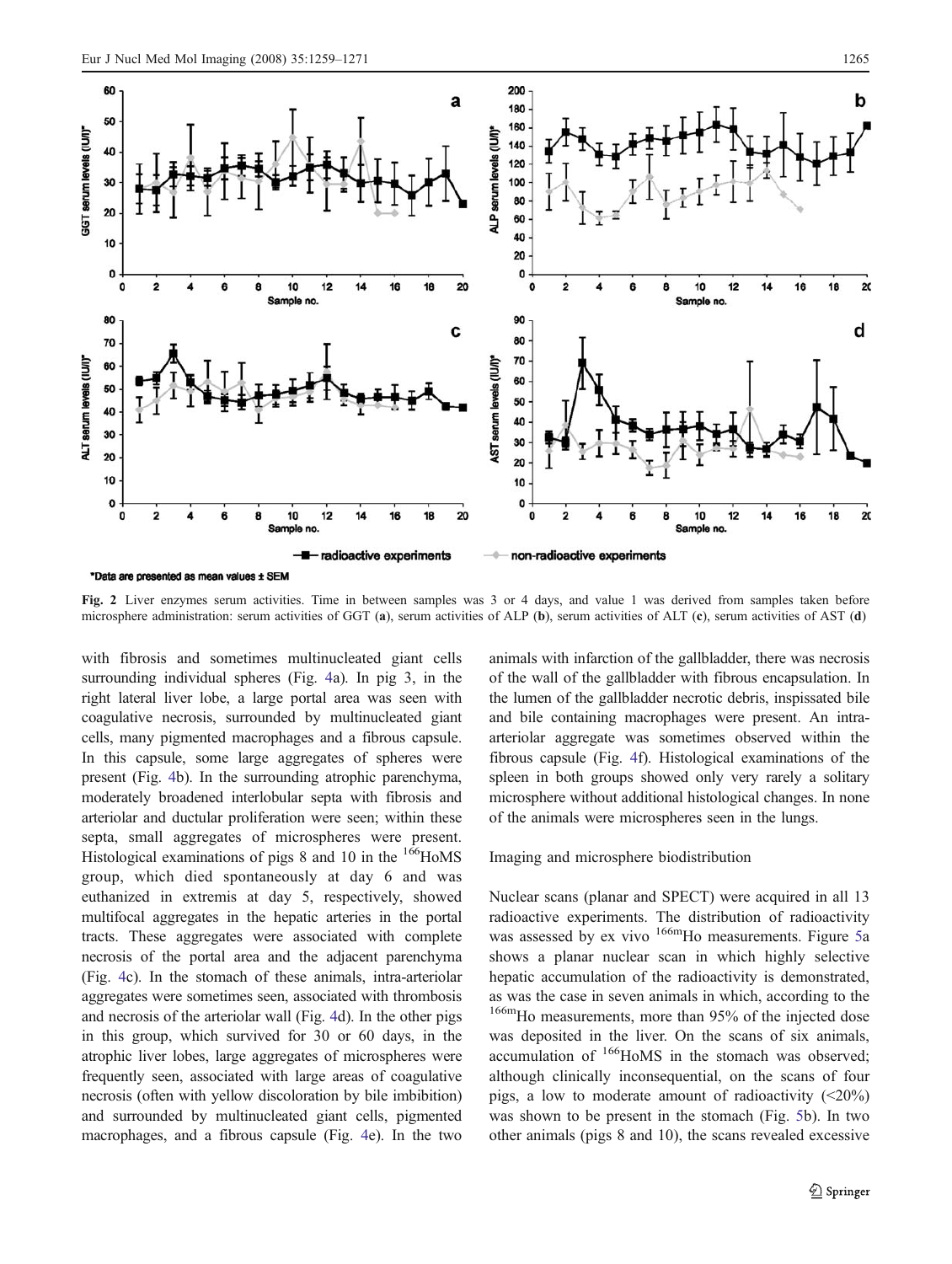Fig. 2 Liver enzymes serum activities. Time in between samples was 3 or 4 days, and value 1 was derived from samples taken before microsphere administration: serum activities of GGT (**a**), serum activities of ALP (**b**), serum activities of ALT (**c**), serum activities of AST (**d**)

with fibrosis and sometimes multinucleated giant cells surrounding individual spheres (Fig. 4a). In pig 3, in the right lateral liver lobe, a large portal area was seen with coagulative necrosis, surrounded by multinucleated giant cells, many pigmented macrophages and a fibrous capsule. In this capsule, some large aggregates of spheres were present (Fig. 4b). In the surrounding atrophic parenchyma, moderately broadened interlobular septa with fibrosis and arteriolar and ductular proliferation were seen; within these septa, small aggregates of microspheres were present. Histological examinations of pigs 8 and 10 in the $^{166}$HoMS group, which died spontaneously at day 6 and was euthanized in extremis at day 5, respectively, showed multifocal aggregates in the hepatic arteries in the portal tracts. These aggregates were associated with complete necrosis of the portal area and the adjacent parenchyma (Fig. 4c). In the stomach of these animals, intra-arteriolar aggregates were sometimes seen, associated with thrombosis and necrosis of the arteriolar wall (Fig. 4d). In the other pigs in this group, which survived for 30 or 60 days, in the atrophic liver lobes, large aggregates of microspheres were frequently seen, associated with large areas of coagulative necrosis (often with yellow discoloration by bile imbibition) and surrounded by multinucleated giant cells, pigmented macrophages, and a fibrous capsule (Fig. 4e). In the two animals with infarction of the gallbladder, there was necrosis of the wall of the gallbladder with fibrous encapsulation. In the lumen of the gallbladder necrotic debris, inspissated bile and bile containing macrophages were present. An intra-arteriolar aggregate was sometimes observed within the fibrous capsule (Fig. 4f). Histological examinations of the spleen in both groups showed only very rarely a solitary microsphere without additional histological changes. In none of the animals were microspheres seen in the lungs.

## Imaging and microsphere biodistribution

Nuclear scans (planar and SPECT) were acquired in all 13 radioactive experiments. The distribution of radioactivity was assessed by ex vivo $^{166m}$Ho measurements. Figure 5a shows a planar nuclear scan in which highly selective hepatic accumulation of the radioactivity is demonstrated, as was the case in seven animals in which, according to the $^{166m}$Ho measurements, more than 95% of the injected dose was deposited in the liver. On the scans of six animals, accumulation of $^{166}$HoMS in the stomach was observed; although clinically inconsequential, on the scans of four pigs, a low to moderate amount of radioactivity (<20%) was shown to be present in the stomach (Fig. 5b). In two other animals (pigs 8 and 10), the scans revealed excessive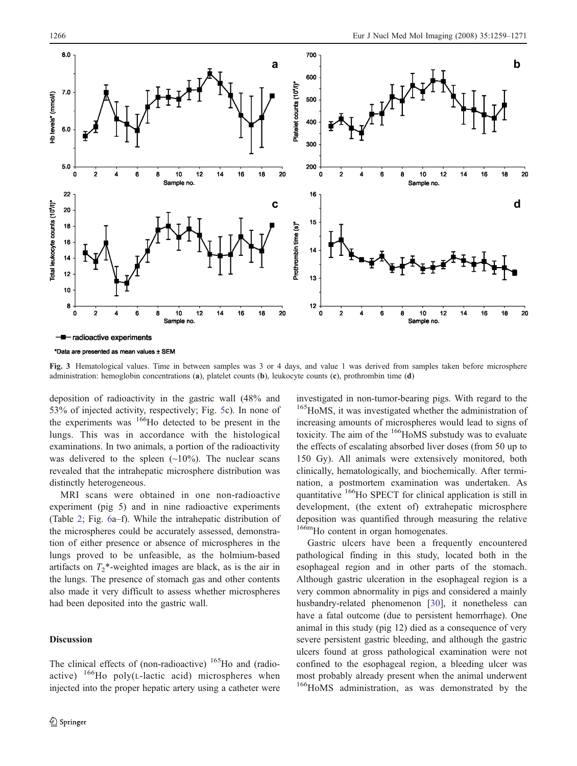Fig. 3 Hematological values. Time in between samples was 3 or 4 days, and value 1 was derived from samples taken before microsphere administration: hemoglobin concentrations (**a**), platelet counts (**b**), leukocyte counts (**c**), prothrombin time (**d**)

deposition of radioactivity in the gastric wall (48% and 53% of injected activity, respectively; Fig. 5c). In none of the experiments was $^{166}$Ho detected to be present in the lungs. This was in accordance with the histological examinations. In two animals, a portion of the radioactivity was delivered to the spleen (~10%). The nuclear scans revealed that the intrahepatic microsphere distribution was distinctly heterogeneous.

MRI scans were obtained in one non-radioactive experiment (pig 5) and in nine radioactive experiments (Table 2; Fig. 6a–f). While the intrahepatic distribution of the microspheres could be accurately assessed, demonstration of either presence or absence of microspheres in the lungs proved to be unfeasible, as the holmium-based artifacts on $T_2$*-weighted images are black, as is the air in the lungs. The presence of stomach gas and other contents also made it very difficult to assess whether microspheres had been deposited into the gastric wall.

## Discussion

The clinical effects of (non-radioactive) $^{165}$Ho and (radioactive) $^{166}$Ho poly(L-lactic acid) microspheres when injected into the proper hepatic artery using a catheter were investigated in non-tumor-bearing pigs. With regard to the $^{165}$HoMS, it was investigated whether the administration of increasing amounts of microspheres would lead to signs of toxicity. The aim of the $^{166}$HoMS substudy was to evaluate the effects of escalating absorbed liver doses (from 50 up to 150 Gy). All animals were extensively monitored, both clinically, hematologically, and biochemically. After termination, a postmortem examination was undertaken. As quantitative $^{166}$Ho SPECT for clinical application is still in development, (the extent of) extrahepatic microsphere deposition was quantified through measuring the relative $^{166m}$Ho content in organ homogenates.

Gastric ulcers have been a frequently encountered pathological finding in this study, located both in the esophageal region and in other parts of the stomach. Although gastric ulceration in the esophageal region is a very common abnormality in pigs and considered a mainly husbandry-related phenomenon [30], it nonetheless can have a fatal outcome (due to persistent hemorrhage). One animal in this study (pig 12) died as a consequence of very severe persistent gastric bleeding, and although the gastric ulcers found at gross pathological examination were not confined to the esophageal region, a bleeding ulcer was most probably already present when the animal underwent $^{166}$HoMS administration, as was demonstrated by the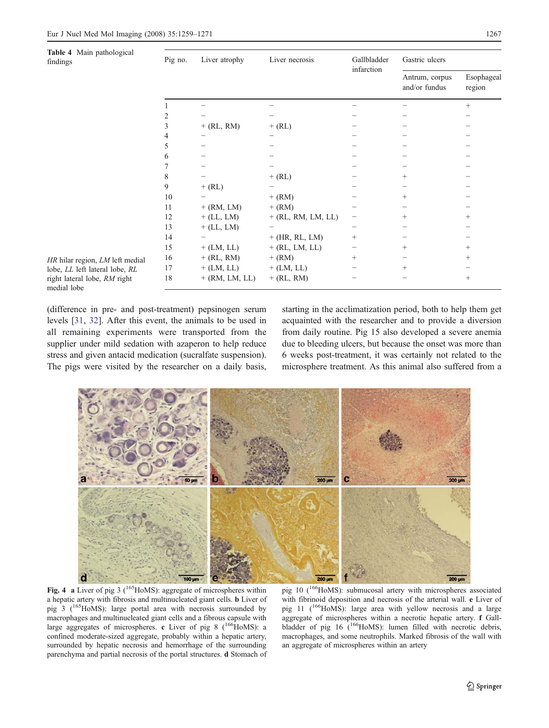**Table 4** Main pathological findings

| Pig no. | Liver atrophy | Liver necrosis | Gallbladder infarction | Gastric ulcers | |
|---|---|---|---|---|---|
| | | | | Antrum, corpus and/or fundus | Esophageal region |
| 1 | – | – | – | – | + |
| 2 | – | – | – | – | – |
| 3 | + (RL, RM) | + (RL) | – | – | – |
| 4 | – | – | – | – | – |
| 5 | – | – | – | – | – |
| 6 | – | – | – | – | – |
| 7 | – | – | – | – | – |
| 8 | – | + (RL) | – | + | – |
| 9 | + (RL) | – | – | – | – |
| 10 | – | + (RM) | – | + | – |
| 11 | + (RM, LM) | + (RM) | – | – | – |
| 12 | + (LL, LM) | + (RL, RM, LM, LL) | – | + | + |
| 13 | + (LL, LM) | – | – | – | – |
| 14 | – | + (HR, RL, LM) | + | – | – |
| 15 | + (LM, LL) | + (RL, LM, LL) | – | + | + |
| 16 | + (RL, RM) | + (RM) | + | – | + |
| 17 | + (LM, LL) | + (LM, LL) | – | + | – |
| 18 | + (RM, LM, LL) | + (RL, RM) | – | – | + |

*HR* hilar region, *LM* left medial lobe, *LL* left lateral lobe, *RL* right lateral lobe, *RM* right medial lobe

(difference in pre- and post-treatment) pepsinogen serum levels [31, 32]. After this event, the animals to be used in all remaining experiments were transported from the supplier under mild sedation with azaperon to help reduce stress and given antacid medication (sucralfate suspension). The pigs were visited by the researcher on a daily basis, starting in the acclimatization period, both to help them get acquainted with the researcher and to provide a diversion from daily routine. Pig 15 also developed a severe anemia due to bleeding ulcers, but because the onset was more than 6 weeks post-treatment, it was certainly not related to the microsphere treatment. As this animal also suffered from a

**Fig. 4** **a** Liver of pig 3 ($^{165}$HoMS): aggregate of microspheres within a hepatic artery with fibrosis and multinucleated giant cells. **b** Liver of pig 3 ($^{165}$HoMS): large portal area with necrosis surrounded by macrophages and multinucleated giant cells and a fibrous capsule with large aggregates of microspheres. **c** Liver of pig 8 ($^{166}$HoMS): a confined moderate-sized aggregate, probably within a hepatic artery, surrounded by hepatic necrosis and hemorrhage of the surrounding parenchyma and partial necrosis of the portal structures. **d** Stomach of pig 10 ($^{166}$HoMS): submucosal artery with microspheres associated with fibrinoid deposition and necrosis of the arterial wall. **e** Liver of pig 11 ($^{166}$HoMS): large area with yellow necrosis and a large aggregate of microspheres within a necrotic hepatic artery. **f** Gallbladder of pig 16 ($^{166}$HoMS): lumen filled with necrotic debris, macrophages, and some neutrophils. Marked fibrosis of the wall with an aggregate of microspheres within an artery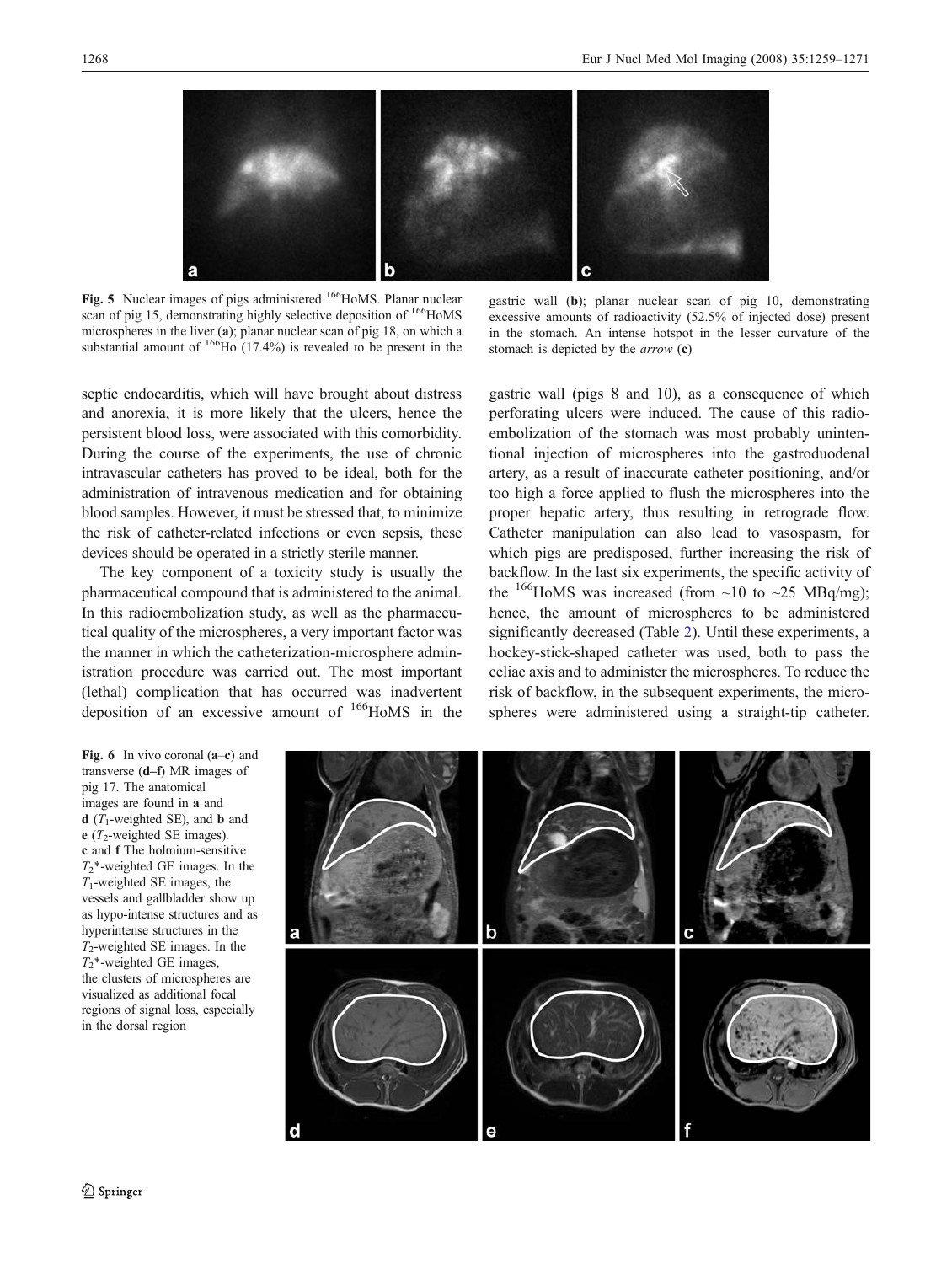Fig. 5 Nuclear images of pigs administered $^{166}$HoMS. Planar nuclear scan of pig 15, demonstrating highly selective deposition of $^{166}$HoMS microspheres in the liver (**a**); planar nuclear scan of pig 18, on which a substantial amount of $^{166}$Ho (17.4%) is revealed to be present in the gastric wall (**b**); planar nuclear scan of pig 10, demonstrating excessive amounts of radioactivity (52.5% of injected dose) present in the stomach. An intense hotspot in the lesser curvature of the stomach is depicted by the *arrow* (**c**)

septic endocarditis, which will have brought about distress and anorexia, it is more likely that the ulcers, hence the persistent blood loss, were associated with this comorbidity. During the course of the experiments, the use of chronic intravascular catheters has proved to be ideal, both for the administration of intravenous medication and for obtaining blood samples. However, it must be stressed that, to minimize the risk of catheter-related infections or even sepsis, these devices should be operated in a strictly sterile manner.

The key component of a toxicity study is usually the pharmaceutical compound that is administered to the animal. In this radioembolization study, as well as the pharmaceutical quality of the microspheres, a very important factor was the manner in which the catheterization-microsphere administration procedure was carried out. The most important (lethal) complication that has occurred was inadvertent deposition of an excessive amount of $^{166}$HoMS in the gastric wall (pigs 8 and 10), as a consequence of which perforating ulcers were induced. The cause of this radioembolization of the stomach was most probably unintentional injection of microspheres into the gastroduodenal artery, as a result of inaccurate catheter positioning, and/or too high a force applied to flush the microspheres into the proper hepatic artery, thus resulting in retrograde flow. Catheter manipulation can also lead to vasospasm, for which pigs are predisposed, further increasing the risk of backflow. In the last six experiments, the specific activity of the $^{166}$HoMS was increased (from ~10 to ~25 MBq/mg); hence, the amount of microspheres to be administered significantly decreased (Table 2). Until these experiments, a hockey-stick-shaped catheter was used, both to pass the celiac axis and to administer the microspheres. To reduce the risk of backflow, in the subsequent experiments, the microspheres were administered using a straight-tip catheter.

Fig. 6 In vivo coronal (**a**–**c**) and transverse (**d**–**f**) MR images of pig 17. The anatomical images are found in **a** and **d** ($T_1$-weighted SE), and **b** and **e** ($T_2$-weighted SE images). **c** and **f** The holmium-sensitive $T_2$*-weighted GE images. In the $T_1$-weighted SE images, the vessels and gallbladder show up as hypo-intense structures and as hyperintense structures in the $T_2$-weighted SE images. In the $T_2$*-weighted GE images, the clusters of microspheres are visualized as additional focal regions of signal loss, especially in the dorsal region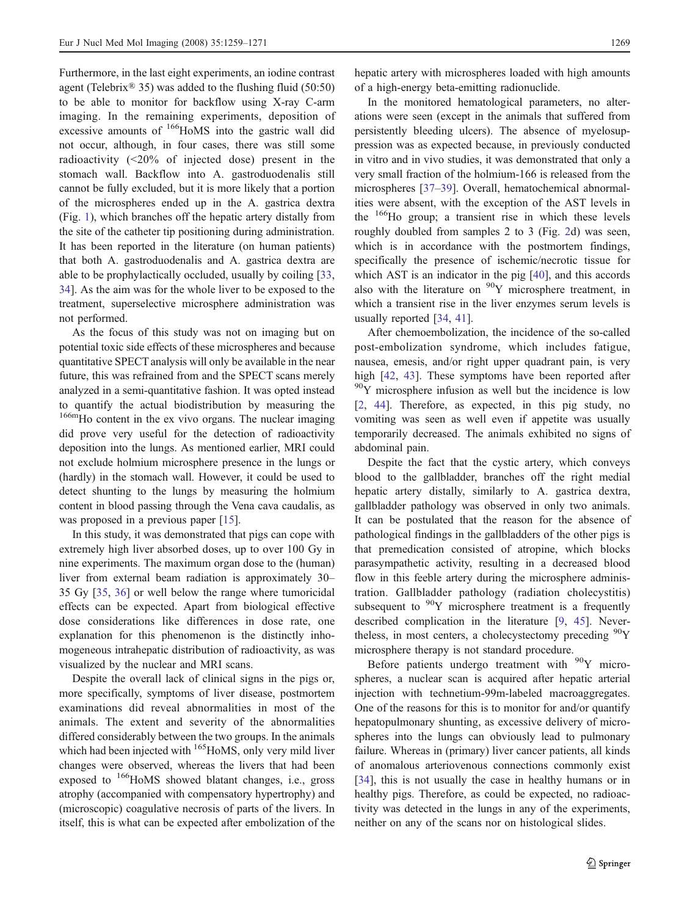Furthermore, in the last eight experiments, an iodine contrast agent (Telebrix® 35) was added to the flushing fluid (50:50) to be able to monitor for backflow using X-ray C-arm imaging. In the remaining experiments, deposition of excessive amounts of $^{166}$HoMS into the gastric wall did not occur, although, in four cases, there was still some radioactivity (<20% of injected dose) present in the stomach wall. Backflow into A. gastroduodenalis still cannot be fully excluded, but it is more likely that a portion of the microspheres ended up in the A. gastrica dextra (Fig. 1), which branches off the hepatic artery distally from the site of the catheter tip positioning during administration. It has been reported in the literature (on human patients) that both A. gastroduodenalis and A. gastrica dextra are able to be prophylactically occluded, usually by coiling [33, 34]. As the aim was for the whole liver to be exposed to the treatment, superselective microsphere administration was not performed.

As the focus of this study was not on imaging but on potential toxic side effects of these microspheres and because quantitative SPECT analysis will only be available in the near future, this was refrained from and the SPECT scans merely analyzed in a semi-quantitative fashion. It was opted instead to quantify the actual biodistribution by measuring the $^{166m}$Ho content in the ex vivo organs. The nuclear imaging did prove very useful for the detection of radioactivity deposition into the lungs. As mentioned earlier, MRI could not exclude holmium microsphere presence in the lungs or (hardly) in the stomach wall. However, it could be used to detect shunting to the lungs by measuring the holmium content in blood passing through the Vena cava caudalis, as was proposed in a previous paper [15].

In this study, it was demonstrated that pigs can cope with extremely high liver absorbed doses, up to over 100 Gy in nine experiments. The maximum organ dose to the (human) liver from external beam radiation is approximately 30–35 Gy [35, 36] or well below the range where tumoricidal effects can be expected. Apart from biological effective dose considerations like differences in dose rate, one explanation for this phenomenon is the distinctly inhomogeneous intrahepatic distribution of radioactivity, as was visualized by the nuclear and MRI scans.

Despite the overall lack of clinical signs in the pigs or, more specifically, symptoms of liver disease, postmortem examinations did reveal abnormalities in most of the animals. The extent and severity of the abnormalities differed considerably between the two groups. In the animals which had been injected with $^{165}$HoMS, only very mild liver changes were observed, whereas the livers that had been exposed to $^{166}$HoMS showed blatant changes, i.e., gross atrophy (accompanied with compensatory hypertrophy) and (microscopic) coagulative necrosis of parts of the livers. In itself, this is what can be expected after embolization of the hepatic artery with microspheres loaded with high amounts of a high-energy beta-emitting radionuclide.

In the monitored hematological parameters, no alterations were seen (except in the animals that suffered from persistently bleeding ulcers). The absence of myelosuppression was as expected because, in previously conducted in vitro and in vivo studies, it was demonstrated that only a very small fraction of the holmium-166 is released from the microspheres [37–39]. Overall, hematochemical abnormalities were absent, with the exception of the AST levels in the $^{166}$Ho group; a transient rise in which these levels roughly doubled from samples 2 to 3 (Fig. 2d) was seen, which is in accordance with the postmortem findings, specifically the presence of ischemic/necrotic tissue for which AST is an indicator in the pig [40], and this accords also with the literature on $^{90}$Y microsphere treatment, in which a transient rise in the liver enzymes serum levels is usually reported [34, 41].

After chemoembolization, the incidence of the so-called post-embolization syndrome, which includes fatigue, nausea, emesis, and/or right upper quadrant pain, is very high [42, 43]. These symptoms have been reported after $^{90}$Y microsphere infusion as well but the incidence is low [2, 44]. Therefore, as expected, in this pig study, no vomiting was seen as well even if appetite was usually temporarily decreased. The animals exhibited no signs of abdominal pain.

Despite the fact that the cystic artery, which conveys blood to the gallbladder, branches off the right medial hepatic artery distally, similarly to A. gastrica dextra, gallbladder pathology was observed in only two animals. It can be postulated that the reason for the absence of pathological findings in the gallbladders of the other pigs is that premedication consisted of atropine, which blocks parasympathetic activity, resulting in a decreased blood flow in this feeble artery during the microsphere administration. Gallbladder pathology (radiation cholecystitis) subsequent to $^{90}$Y microsphere treatment is a frequently described complication in the literature [9, 45]. Nevertheless, in most centers, a cholecystectomy preceding $^{90}$Y microsphere therapy is not standard procedure.

Before patients undergo treatment with $^{90}$Y microspheres, a nuclear scan is acquired after hepatic arterial injection with technetium-99m-labeled macroaggregates. One of the reasons for this is to monitor for and/or quantify hepatopulmonary shunting, as excessive delivery of microspheres into the lungs can obviously lead to pulmonary failure. Whereas in (primary) liver cancer patients, all kinds of anomalous arteriovenous connections commonly exist [34], this is not usually the case in healthy humans or in healthy pigs. Therefore, as could be expected, no radioactivity was detected in the lungs in any of the experiments, neither on any of the scans nor on histological slides.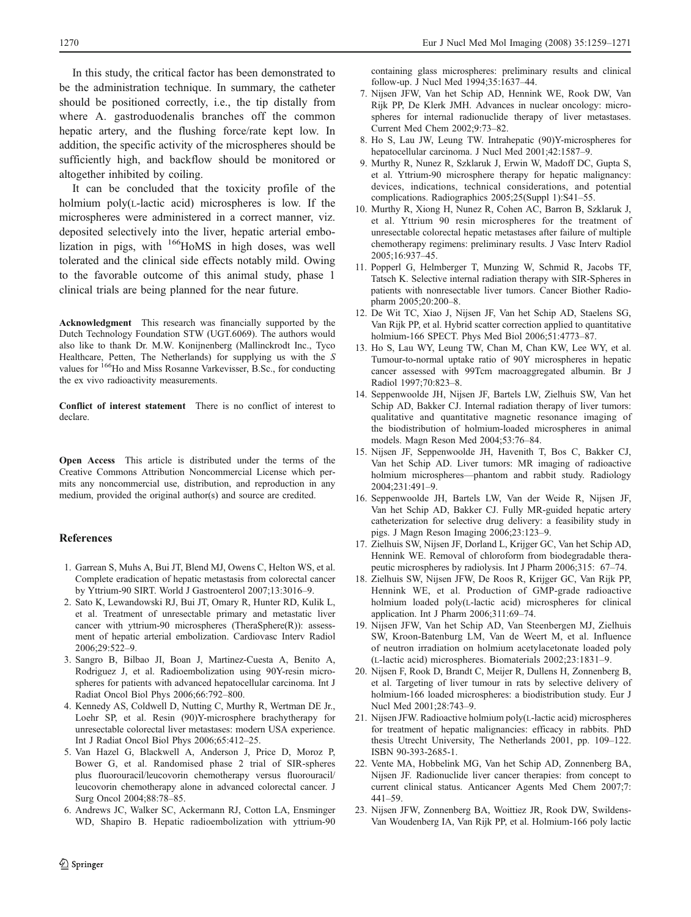In this study, the critical factor has been demonstrated to be the administration technique. In summary, the catheter should be positioned correctly, i.e., the tip distally from where A. gastroduodenalis branches off the common hepatic artery, and the flushing force/rate kept low. In addition, the specific activity of the microspheres should be sufficiently high, and backflow should be monitored or altogether inhibited by coiling.

It can be concluded that the toxicity profile of the holmium poly(L-lactic acid) microspheres is low. If the microspheres were administered in a correct manner, viz. deposited selectively into the liver, hepatic arterial embolization in pigs, with $^{166}$HoMS in high doses, was well tolerated and the clinical side effects notably mild. Owing to the favorable outcome of this animal study, phase 1 clinical trials are being planned for the near future.

**Acknowledgment** This research was financially supported by the Dutch Technology Foundation STW (UGT.6069). The authors would also like to thank Dr. M.W. Konijnenberg (Mallinckrodt Inc., Tyco Healthcare, Petten, The Netherlands) for supplying us with the *S* values for $^{166}$Ho and Miss Rosanne Varkevisser, B.Sc., for conducting the ex vivo radioactivity measurements.

**Conflict of interest statement** There is no conflict of interest to declare.

**Open Access** This article is distributed under the terms of the Creative Commons Attribution Noncommercial License which permits any noncommercial use, distribution, and reproduction in any medium, provided the original author(s) and source are credited.

## References

1. Garrean S, Muhs A, Bui JT, Blend MJ, Owens C, Helton WS, et al. Complete eradication of hepatic metastasis from colorectal cancer by Yttrium-90 SIRT. World J Gastroenterol 2007;13:3016–9.
2. Sato K, Lewandowski RJ, Bui JT, Omary R, Hunter RD, Kulik L, et al. Treatment of unresectable primary and metastatic liver cancer with yttrium-90 microspheres (TheraSphere(R)): assessment of hepatic arterial embolization. Cardiovasc Interv Radiol 2006;29:522–9.
3. Sangro B, Bilbao JI, Boan J, Martinez-Cuesta A, Benito A, Rodriguez J, et al. Radioembolization using 90Y-resin microspheres for patients with advanced hepatocellular carcinoma. Int J Radiat Oncol Biol Phys 2006;66:792–800.
4. Kennedy AS, Coldwell D, Nutting C, Murthy R, Wertman DE Jr., Loehr SP, et al. Resin (90)Y-microsphere brachytherapy for unresectable colorectal liver metastases: modern USA experience. Int J Radiat Oncol Biol Phys 2006;65:412–25.
5. Van Hazel G, Blackwell A, Anderson J, Price D, Moroz P, Bower G, et al. Randomised phase 2 trial of SIR-spheres plus fluorouracil/leucovorin chemotherapy versus fluorouracil/leucovorin chemotherapy alone in advanced colorectal cancer. J Surg Oncol 2004;88:78–85.
6. Andrews JC, Walker SC, Ackermann RJ, Cotton LA, Ensminger WD, Shapiro B. Hepatic radioembolization with yttrium-90 containing glass microspheres: preliminary results and clinical follow-up. J Nucl Med 1994;35:1637–44.
7. Nijsen JFW, Van het Schip AD, Hennink WE, Rook DW, Van Rijk PP, De Klerk JMH. Advances in nuclear oncology: microspheres for internal radionuclide therapy of liver metastases. Current Med Chem 2002;9:73–82.
8. Ho S, Lau JW, Leung TW. Intrahepatic (90)Y-microspheres for hepatocellular carcinoma. J Nucl Med 2001;42:1587–9.
9. Murthy R, Nunez R, Szklaruk J, Erwin W, Madoff DC, Gupta S, et al. Yttrium-90 microsphere therapy for hepatic malignancy: devices, indications, technical considerations, and potential complications. Radiographics 2005;25(Suppl 1):S41–55.
10. Murthy R, Xiong H, Nunez R, Cohen AC, Barron B, Szklaruk J, et al. Yttrium 90 resin microspheres for the treatment of unresectable colorectal hepatic metastases after failure of multiple chemotherapy regimens: preliminary results. J Vasc Interv Radiol 2005;16:937–45.
11. Popperl G, Helmberger T, Munzing W, Schmid R, Jacobs TF, Tatsch K. Selective internal radiation therapy with SIR-Spheres in patients with nonresectable liver tumors. Cancer Biother Radiopharm 2005;20:200–8.
12. De Wit TC, Xiao J, Nijsen JF, Van het Schip AD, Staelens SG, Van Rijk PP, et al. Hybrid scatter correction applied to quantitative holmium-166 SPECT. Phys Med Biol 2006;51:4773–87.
13. Ho S, Lau WY, Leung TW, Chan M, Chan KW, Lee WY, et al. Tumour-to-normal uptake ratio of 90Y microspheres in hepatic cancer assessed with 99Tcm macroaggregated albumin. Br J Radiol 1997;70:823–8.
14. Seppenwoolde JH, Nijsen JF, Bartels LW, Zielhuis SW, Van het Schip AD, Bakker CJ. Internal radiation therapy of liver tumors: qualitative and quantitative magnetic resonance imaging of the biodistribution of holmium-loaded microspheres in animal models. Magn Reson Med 2004;53:76–84.
15. Nijsen JF, Seppenwoolde JH, Havenith T, Bos C, Bakker CJ, Van het Schip AD. Liver tumors: MR imaging of radioactive holmium microspheres—phantom and rabbit study. Radiology 2004;231:491–9.
16. Seppenwoolde JH, Bartels LW, Van der Weide R, Nijsen JF, Van het Schip AD, Bakker CJ. Fully MR-guided hepatic artery catheterization for selective drug delivery: a feasibility study in pigs. J Magn Reson Imaging 2006;23:123–9.
17. Zielhuis SW, Nijsen JF, Dorland L, Krijger GC, Van het Schip AD, Hennink WE. Removal of chloroform from biodegradable therapeutic microspheres by radiolysis. Int J Pharm 2006;315: 67–74.
18. Zielhuis SW, Nijsen JFW, De Roos R, Krijger GC, Van Rijk PP, Hennink WE, et al. Production of GMP-grade radioactive holmium loaded poly(L-lactic acid) microspheres for clinical application. Int J Pharm 2006;311:69–74.
19. Nijsen JFW, Van het Schip AD, Van Steenbergen MJ, Zielhuis SW, Kroon-Batenburg LM, Van de Weert M, et al. Influence of neutron irradiation on holmium acetylacetonate loaded poly (L-lactic acid) microspheres. Biomaterials 2002;23:1831–9.
20. Nijsen F, Rook D, Brandt C, Meijer R, Dullens H, Zonnenberg B, et al. Targeting of liver tumour in rats by selective delivery of holmium-166 loaded microspheres: a biodistribution study. Eur J Nucl Med 2001;28:743–9.
21. Nijsen JFW. Radioactive holmium poly(L-lactic acid) microspheres for treatment of hepatic malignancies: efficacy in rabbits. PhD thesis Utrecht University, The Netherlands 2001, pp. 109–122. ISBN 90-393-2685-1.
22. Vente MA, Hobbelink MG, Van het Schip AD, Zonnenberg BA, Nijsen JF. Radionuclide liver cancer therapies: from concept to current clinical status. Anticancer Agents Med Chem 2007;7: 441–59.
23. Nijsen JFW, Zonnenberg BA, Woittiez JR, Rook DW, Swildens-Van Woudenberg IA, Van Rijk PP, et al. Holmium-166 poly lactic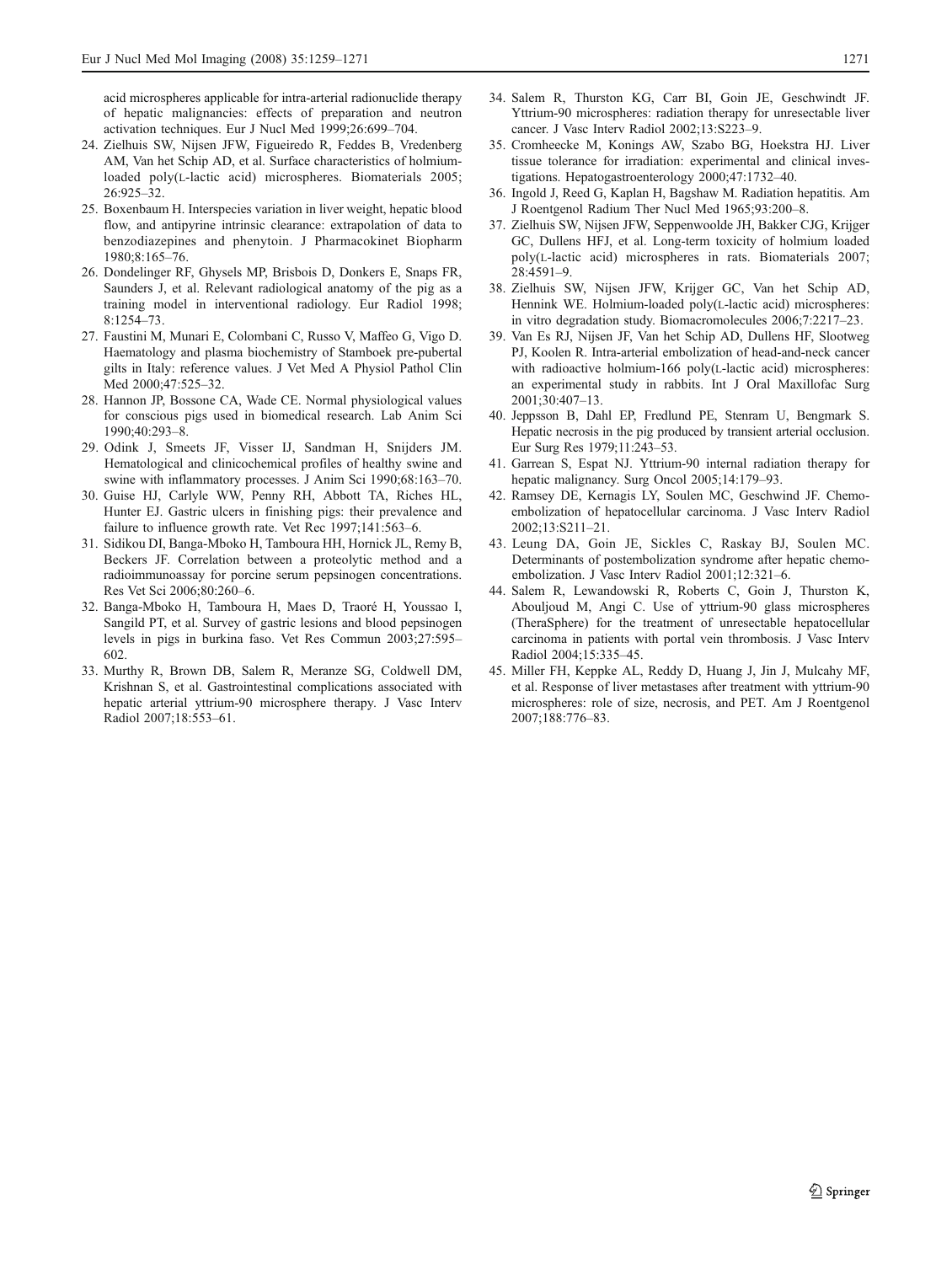acid microspheres applicable for intra-arterial radionuclide therapy of hepatic malignancies: effects of preparation and neutron activation techniques. Eur J Nucl Med 1999;26:699–704.

24. Zielhuis SW, Nijsen JFW, Figueiredo R, Feddes B, Vredenberg AM, Van het Schip AD, et al. Surface characteristics of holmium-loaded poly(L-lactic acid) microspheres. Biomaterials 2005; 26:925–32.
25. Boxenbaum H. Interspecies variation in liver weight, hepatic blood flow, and antipyrine intrinsic clearance: extrapolation of data to benzodiazepines and phenytoin. J Pharmacokinet Biopharm 1980;8:165–76.
26. Dondelinger RF, Ghysels MP, Brisbois D, Donkers E, Snaps FR, Saunders J, et al. Relevant radiological anatomy of the pig as a training model in interventional radiology. Eur Radiol 1998; 8:1254–73.
27. Faustini M, Munari E, Colombani C, Russo V, Maffeo G, Vigo D. Haematology and plasma biochemistry of Stamboek pre-pubertal gilts in Italy: reference values. J Vet Med A Physiol Pathol Clin Med 2000;47:525–32.
28. Hannon JP, Bossone CA, Wade CE. Normal physiological values for conscious pigs used in biomedical research. Lab Anim Sci 1990;40:293–8.
29. Odink J, Smeets JF, Visser IJ, Sandman H, Snijders JM. Hematological and clinicochemical profiles of healthy swine and swine with inflammatory processes. J Anim Sci 1990;68:163–70.
30. Guise HJ, Carlyle WW, Penny RH, Abbott TA, Riches HL, Hunter EJ. Gastric ulcers in finishing pigs: their prevalence and failure to influence growth rate. Vet Rec 1997;141:563–6.
31. Sidikou DI, Banga-Mboko H, Tamboura HH, Hornick JL, Remy B, Beckers JF. Correlation between a proteolytic method and a radioimmunoassay for porcine serum pepsinogen concentrations. Res Vet Sci 2006;80:260–6.
32. Banga-Mboko H, Tamboura H, Maes D, Traoré H, Youssao I, Sangild PT, et al. Survey of gastric lesions and blood pepsinogen levels in pigs in burkina faso. Vet Res Commun 2003;27:595–602.
33. Murthy R, Brown DB, Salem R, Meranze SG, Coldwell DM, Krishnan S, et al. Gastrointestinal complications associated with hepatic arterial yttrium-90 microsphere therapy. J Vasc Interv Radiol 2007;18:553–61.
34. Salem R, Thurston KG, Carr BI, Goin JE, Geschwindt JF. Yttrium-90 microspheres: radiation therapy for unresectable liver cancer. J Vasc Interv Radiol 2002;13:S223–9.
35. Cromheecke M, Konings AW, Szabo BG, Hoekstra HJ. Liver tissue tolerance for irradiation: experimental and clinical investigations. Hepatogastroenterology 2000;47:1732–40.
36. Ingold J, Reed G, Kaplan H, Bagshaw M. Radiation hepatitis. Am J Roentgenol Radium Ther Nucl Med 1965;93:200–8.
37. Zielhuis SW, Nijsen JFW, Seppenwoolde JH, Bakker CJG, Krijger GC, Dullens HFJ, et al. Long-term toxicity of holmium loaded poly(L-lactic acid) microspheres in rats. Biomaterials 2007; 28:4591–9.
38. Zielhuis SW, Nijsen JFW, Krijger GC, Van het Schip AD, Hennink WE. Holmium-loaded poly(L-lactic acid) microspheres: in vitro degradation study. Biomacromolecules 2006;7:2217–23.
39. Van Es RJ, Nijsen JF, Van het Schip AD, Dullens HF, Slootweg PJ, Koolen R. Intra-arterial embolization of head-and-neck cancer with radioactive holmium-166 poly(L-lactic acid) microspheres: an experimental study in rabbits. Int J Oral Maxillofac Surg 2001;30:407–13.
40. Jeppsson B, Dahl EP, Fredlund PE, Stenram U, Bengmark S. Hepatic necrosis in the pig produced by transient arterial occlusion. Eur Surg Res 1979;11:243–53.
41. Garrean S, Espat NJ. Yttrium-90 internal radiation therapy for hepatic malignancy. Surg Oncol 2005;14:179–93.
42. Ramsey DE, Kernagis LY, Soulen MC, Geschwind JF. Chemoembolization of hepatocellular carcinoma. J Vasc Interv Radiol 2002;13:S211–21.
43. Leung DA, Goin JE, Sickles C, Raskay BJ, Soulen MC. Determinants of postembolization syndrome after hepatic chemoembolization. J Vasc Interv Radiol 2001;12:321–6.
44. Salem R, Lewandowski R, Roberts C, Goin J, Thurston K, Abouljoud M, Angi C. Use of yttrium-90 glass microspheres (TheraSphere) for the treatment of unresectable hepatocellular carcinoma in patients with portal vein thrombosis. J Vasc Interv Radiol 2004;15:335–45.
45. Miller FH, Keppke AL, Reddy D, Huang J, Jin J, Mulcahy MF, et al. Response of liver metastases after treatment with yttrium-90 microspheres: role of size, necrosis, and PET. Am J Roentgenol 2007;188:776–83.